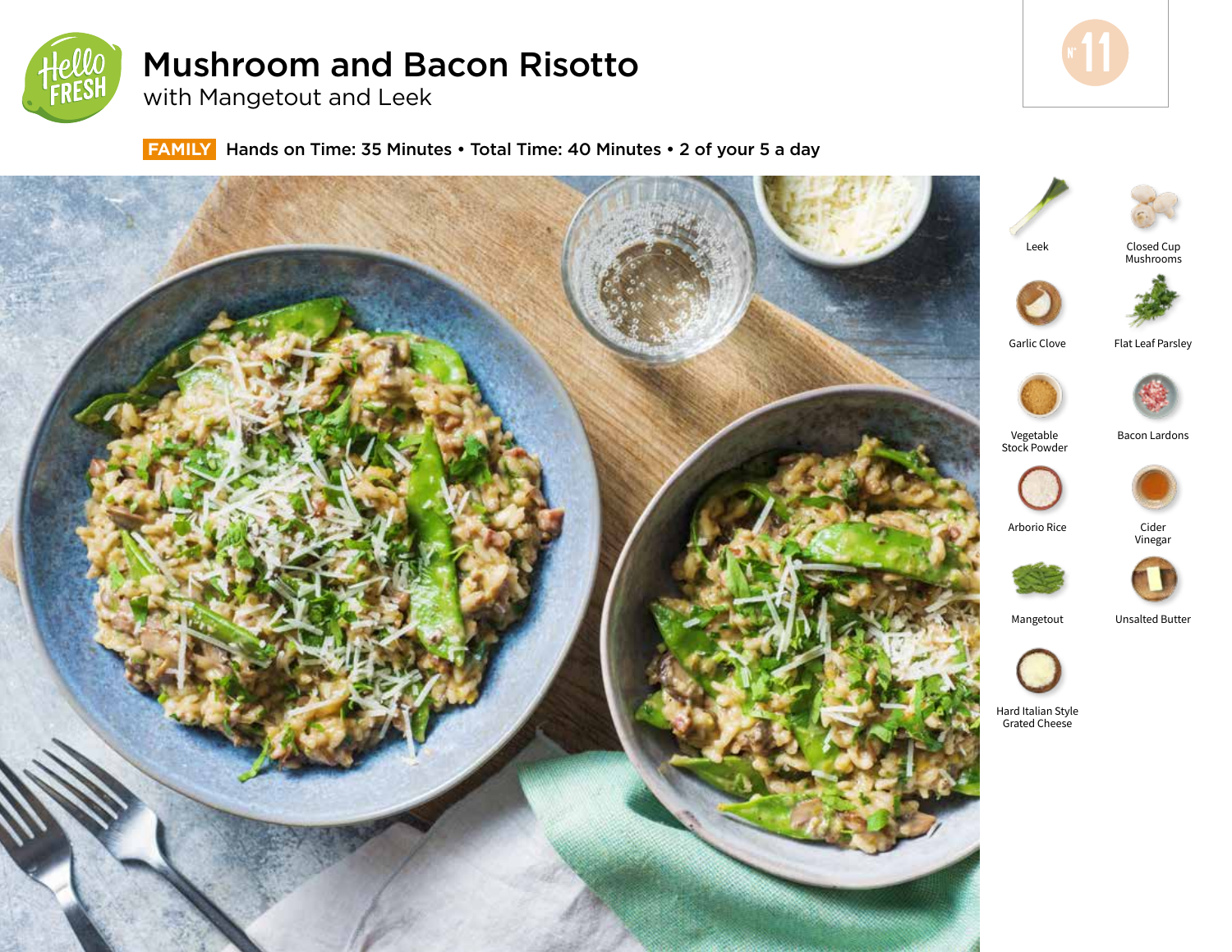# Mushroom and Bacon Risotto

with Mangetout and Leek

Nº 11

**FAMILY** Hands on Time: 35 Minutes • Total Time: 40 Minutes • 2 of your 5 a day

- Leek
- Closed Cup Mushrooms
- Garlic Clove
- Flat Leaf Parsley
- Vegetable Stock Powder
- Bacon Lardons
- Arborio Rice
- Cider Vinegar
- Mangetout
- Unsalted Butter
- Hard Italian Style Grated Cheese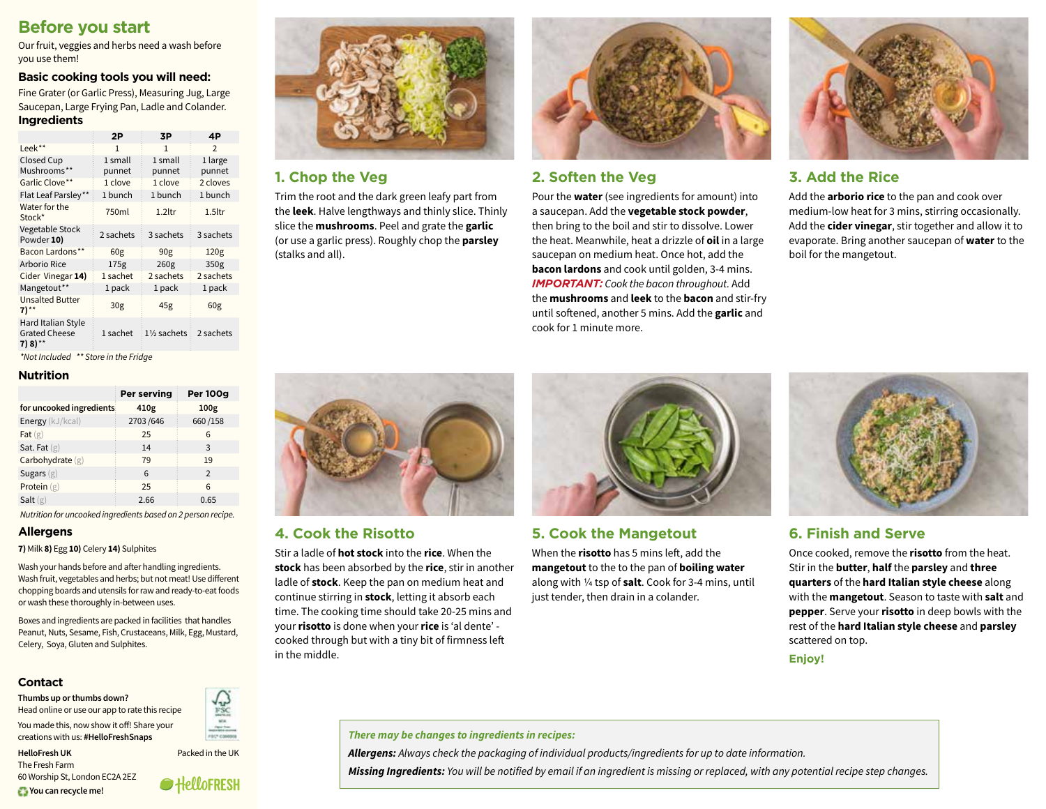## Before you start

Our fruit, veggies and herbs need a wash before you use them!

### Basic cooking tools you will need:

Fine Grater (or Garlic Press), Measuring Jug, Large Saucepan, Large Frying Pan, Ladle and Colander.

### Ingredients

| | 2P | 3P | 4P |
|---|---|---|---|
| Leek** | 1 | 1 | 2 |
| Closed Cup Mushrooms** | 1 small punnet | 1 small punnet | 1 large punnet |
| Garlic Clove** | 1 clove | 1 clove | 2 cloves |
| Flat Leaf Parsley** | 1 bunch | 1 bunch | 1 bunch |
| Water for the Stock* | 750ml | 1.2ltr | 1.5ltr |
| Vegetable Stock Powder **10)** | 2 sachets | 3 sachets | 3 sachets |
| Bacon Lardons** | 60g | 90g | 120g |
| Arborio Rice | 175g | 260g | 350g |
| Cider Vinegar **14)** | 1 sachet | 2 sachets | 2 sachets |
| Mangetout** | 1 pack | 1 pack | 1 pack |
| Unsalted Butter **7)**** | 30g | 45g | 60g |
| Hard Italian Style Grated Cheese **7) 8)**** | 1 sachet | 1½ sachets | 2 sachets |

*\*Not Included \*\* Store in the Fridge*

### Nutrition

| | Per serving | Per 100g |
|---|---|---|
| for uncooked ingredients | 410g | 100g |
| Energy (kJ/kcal) | 2703 /646 | 660 /158 |
| Fat (g) | 25 | 6 |
| Sat. Fat (g) | 14 | 3 |
| Carbohydrate (g) | 79 | 19 |
| Sugars (g) | 6 | 2 |
| Protein (g) | 25 | 6 |
| Salt (g) | 2.66 | 0.65 |

*Nutrition for uncooked ingredients based on 2 person recipe.*

### Allergens

**7)** Milk **8)** Egg **10)** Celery **14)** Sulphites

Wash your hands before and after handling ingredients. Wash fruit, vegetables and herbs; but not meat! Use different chopping boards and utensils for raw and ready-to-eat foods or wash these thoroughly in-between uses.

Boxes and ingredients are packed in facilities that handles Peanut, Nuts, Sesame, Fish, Crustaceans, Milk, Egg, Mustard, Celery, Soya, Gluten and Sulphites.

### Contact

**Thumbs up or thumbs down?**
Head online or use our app to rate this recipe

You made this, now show it off! Share your creations with us: **#HelloFreshSnaps**

**HelloFresh UK**
The Fresh Farm
60 Worship St, London EC2A 2EZ

Packed in the UK

**You can recycle me!**

## 1. Chop the Veg

Trim the root and the dark green leafy part from the **leek**. Halve lengthways and thinly slice. Thinly slice the **mushrooms**. Peel and grate the **garlic** (or use a garlic press). Roughly chop the **parsley** (stalks and all).

## 2. Soften the Veg

Pour the **water** (see ingredients for amount) into a saucepan. Add the **vegetable stock powder**, then bring to the boil and stir to dissolve. Lower the heat. Meanwhile, heat a drizzle of **oil** in a large saucepan on medium heat. Once hot, add the **bacon lardons** and cook until golden, 3-4 mins. ***IMPORTANT:*** *Cook the bacon throughout.* Add the **mushrooms** and **leek** to the **bacon** and stir-fry until softened, another 5 mins. Add the **garlic** and cook for 1 minute more.

## 3. Add the Rice

Add the **arborio rice** to the pan and cook over medium-low heat for 3 mins, stirring occasionally. Add the **cider vinegar**, stir together and allow it to evaporate. Bring another saucepan of **water** to the boil for the mangetout.

## 4. Cook the Risotto

Stir a ladle of **hot stock** into the **rice**. When the **stock** has been absorbed by the **rice**, stir in another ladle of **stock**. Keep the pan on medium heat and continue stirring in **stock**, letting it absorb each time. The cooking time should take 20-25 mins and your **risotto** is done when your **rice** is 'al dente' - cooked through but with a tiny bit of firmness left in the middle.

## 5. Cook the Mangetout

When the **risotto** has 5 mins left, add the **mangetout** to the to the pan of **boiling water** along with ¼ tsp of **salt**. Cook for 3-4 mins, until just tender, then drain in a colander.

## 6. Finish and Serve

Once cooked, remove the **risotto** from the heat. Stir in the **butter**, **half** the **parsley** and **three quarters** of the **hard Italian style cheese** along with the **mangetout**. Season to taste with **salt** and **pepper**. Serve your **risotto** in deep bowls with the rest of the **hard Italian style cheese** and **parsley** scattered on top.

**Enjoy!**

***There may be changes to ingredients in recipes:***

***Allergens:*** *Always check the packaging of individual products/ingredients for up to date information.*

***Missing Ingredients:*** *You will be notified by email if an ingredient is missing or replaced, with any potential recipe step changes.*